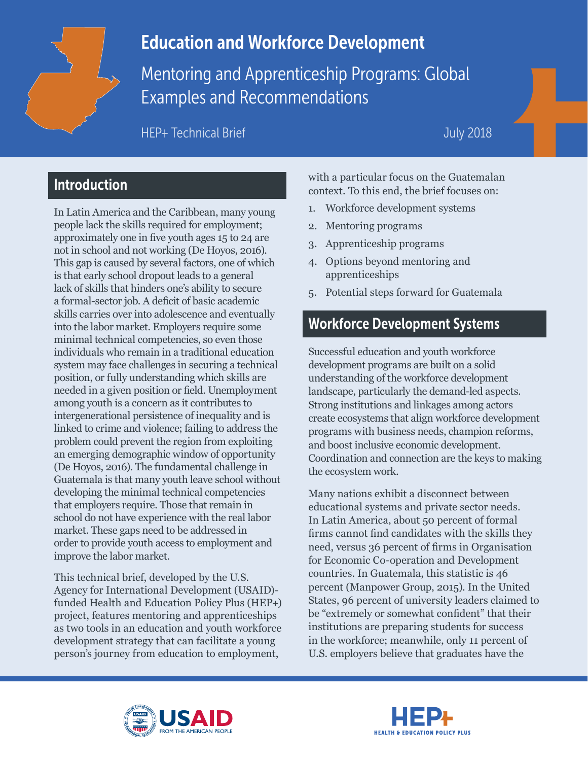# Education and Workforce Development

Mentoring and Apprenticeship Programs: Global Examples and Recommendations

HEP+ Technical Brief

July 2018

## Introduction

In Latin America and the Caribbean, many young people lack the skills required for employment; approximately one in five youth ages 15 to 24 are not in school and not working (De Hoyos, 2016). This gap is caused by several factors, one of which is that early school dropout leads to a general lack of skills that hinders one's ability to secure a formal-sector job. A deficit of basic academic skills carries over into adolescence and eventually into the labor market. Employers require some minimal technical competencies, so even those individuals who remain in a traditional education system may face challenges in securing a technical position, or fully understanding which skills are needed in a given position or field. Unemployment among youth is a concern as it contributes to intergenerational persistence of inequality and is linked to crime and violence; failing to address the problem could prevent the region from exploiting an emerging demographic window of opportunity (De Hoyos, 2016). The fundamental challenge in Guatemala is that many youth leave school without developing the minimal technical competencies that employers require. Those that remain in school do not have experience with the real labor market. These gaps need to be addressed in order to provide youth access to employment and improve the labor market.

This technical brief, developed by the U.S. Agency for International Development (USAID)-funded Health and Education Policy Plus (HEP+) project, features mentoring and apprenticeships as two tools in an education and youth workforce development strategy that can facilitate a young person's journey from education to employment, with a particular focus on the Guatemalan context. To this end, the brief focuses on:

1. Workforce development systems
2. Mentoring programs
3. Apprenticeship programs
4. Options beyond mentoring and apprenticeships
5. Potential steps forward for Guatemala

## Workforce Development Systems

Successful education and youth workforce development programs are built on a solid understanding of the workforce development landscape, particularly the demand-led aspects. Strong institutions and linkages among actors create ecosystems that align workforce development programs with business needs, champion reforms, and boost inclusive economic development. Coordination and connection are the keys to making the ecosystem work.

Many nations exhibit a disconnect between educational systems and private sector needs. In Latin America, about 50 percent of formal firms cannot find candidates with the skills they need, versus 36 percent of firms in Organisation for Economic Co-operation and Development countries. In Guatemala, this statistic is 46 percent (Manpower Group, 2015). In the United States, 96 percent of university leaders claimed to be "extremely or somewhat confident" that their institutions are preparing students for success in the workforce; meanwhile, only 11 percent of U.S. employers believe that graduates have the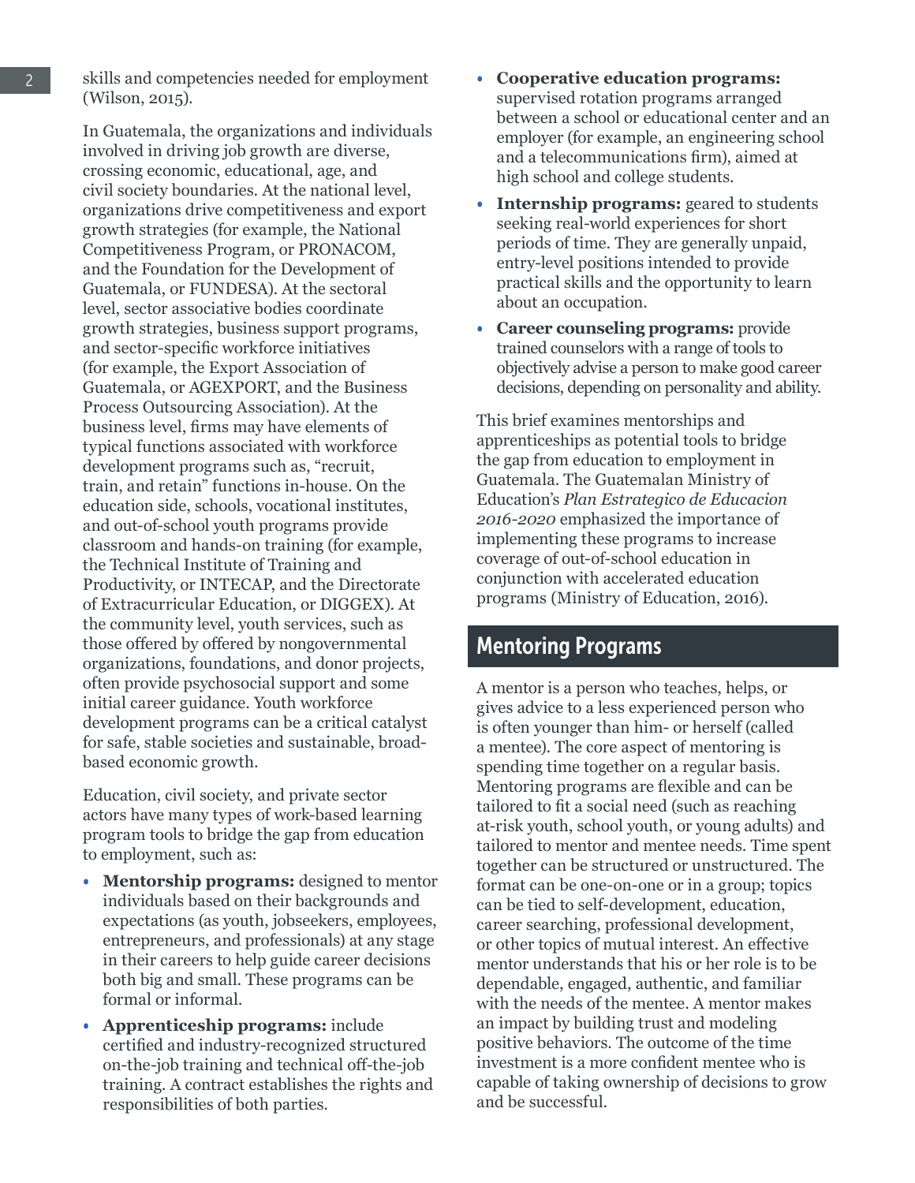skills and competencies needed for employment (Wilson, 2015).

In Guatemala, the organizations and individuals involved in driving job growth are diverse, crossing economic, educational, age, and civil society boundaries. At the national level, organizations drive competitiveness and export growth strategies (for example, the National Competitiveness Program, or PRONACOM, and the Foundation for the Development of Guatemala, or FUNDESA). At the sectoral level, sector associative bodies coordinate growth strategies, business support programs, and sector-specific workforce initiatives (for example, the Export Association of Guatemala, or AGEXPORT, and the Business Process Outsourcing Association). At the business level, firms may have elements of typical functions associated with workforce development programs such as, "recruit, train, and retain" functions in-house. On the education side, schools, vocational institutes, and out-of-school youth programs provide classroom and hands-on training (for example, the Technical Institute of Training and Productivity, or INTECAP, and the Directorate of Extracurricular Education, or DIGGEX). At the community level, youth services, such as those offered by offered by nongovernmental organizations, foundations, and donor projects, often provide psychosocial support and some initial career guidance. Youth workforce development programs can be a critical catalyst for safe, stable societies and sustainable, broad-based economic growth.

Education, civil society, and private sector actors have many types of work-based learning program tools to bridge the gap from education to employment, such as:

- **Mentorship programs:** designed to mentor individuals based on their backgrounds and expectations (as youth, jobseekers, employees, entrepreneurs, and professionals) at any stage in their careers to help guide career decisions both big and small. These programs can be formal or informal.
- **Apprenticeship programs:** include certified and industry-recognized structured on-the-job training and technical off-the-job training. A contract establishes the rights and responsibilities of both parties.
- **Cooperative education programs:** supervised rotation programs arranged between a school or educational center and an employer (for example, an engineering school and a telecommunications firm), aimed at high school and college students.
- **Internship programs:** geared to students seeking real-world experiences for short periods of time. They are generally unpaid, entry-level positions intended to provide practical skills and the opportunity to learn about an occupation.
- **Career counseling programs:** provide trained counselors with a range of tools to objectively advise a person to make good career decisions, depending on personality and ability.

This brief examines mentorships and apprenticeships as potential tools to bridge the gap from education to employment in Guatemala. The Guatemalan Ministry of Education's *Plan Estrategico de Educacion 2016-2020* emphasized the importance of implementing these programs to increase coverage of out-of-school education in conjunction with accelerated education programs (Ministry of Education, 2016).

## Mentoring Programs

A mentor is a person who teaches, helps, or gives advice to a less experienced person who is often younger than him- or herself (called a mentee). The core aspect of mentoring is spending time together on a regular basis. Mentoring programs are flexible and can be tailored to fit a social need (such as reaching at-risk youth, school youth, or young adults) and tailored to mentor and mentee needs. Time spent together can be structured or unstructured. The format can be one-on-one or in a group; topics can be tied to self-development, education, career searching, professional development, or other topics of mutual interest. An effective mentor understands that his or her role is to be dependable, engaged, authentic, and familiar with the needs of the mentee. A mentor makes an impact by building trust and modeling positive behaviors. The outcome of the time investment is a more confident mentee who is capable of taking ownership of decisions to grow and be successful.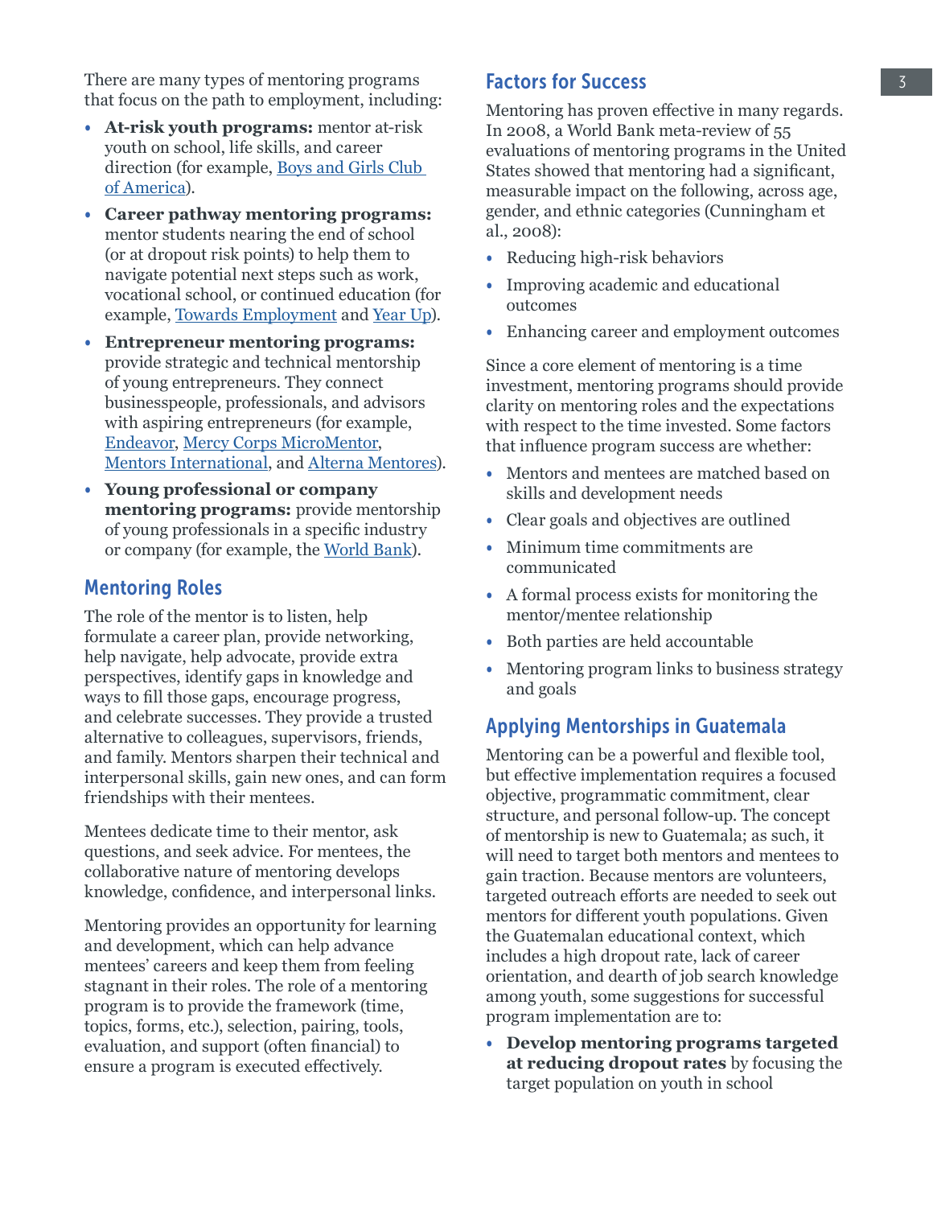There are many types of mentoring programs that focus on the path to employment, including:

- **At-risk youth programs:** mentor at-risk youth on school, life skills, and career direction (for example, Boys and Girls Club of America).
- **Career pathway mentoring programs:** mentor students nearing the end of school (or at dropout risk points) to help them to navigate potential next steps such as work, vocational school, or continued education (for example, Towards Employment and Year Up).
- **Entrepreneur mentoring programs:** provide strategic and technical mentorship of young entrepreneurs. They connect businesspeople, professionals, and advisors with aspiring entrepreneurs (for example, Endeavor, Mercy Corps MicroMentor, Mentors International, and Alterna Mentores).
- **Young professional or company mentoring programs:** provide mentorship of young professionals in a specific industry or company (for example, the World Bank).

## Mentoring Roles

The role of the mentor is to listen, help formulate a career plan, provide networking, help navigate, help advocate, provide extra perspectives, identify gaps in knowledge and ways to fill those gaps, encourage progress, and celebrate successes. They provide a trusted alternative to colleagues, supervisors, friends, and family. Mentors sharpen their technical and interpersonal skills, gain new ones, and can form friendships with their mentees.

Mentees dedicate time to their mentor, ask questions, and seek advice. For mentees, the collaborative nature of mentoring develops knowledge, confidence, and interpersonal links.

Mentoring provides an opportunity for learning and development, which can help advance mentees' careers and keep them from feeling stagnant in their roles. The role of a mentoring program is to provide the framework (time, topics, forms, etc.), selection, pairing, tools, evaluation, and support (often financial) to ensure a program is executed effectively.

## Factors for Success

Mentoring has proven effective in many regards. In 2008, a World Bank meta-review of 55 evaluations of mentoring programs in the United States showed that mentoring had a significant, measurable impact on the following, across age, gender, and ethnic categories (Cunningham et al., 2008):

- Reducing high-risk behaviors
- Improving academic and educational outcomes
- Enhancing career and employment outcomes

Since a core element of mentoring is a time investment, mentoring programs should provide clarity on mentoring roles and the expectations with respect to the time invested. Some factors that influence program success are whether:

- Mentors and mentees are matched based on skills and development needs
- Clear goals and objectives are outlined
- Minimum time commitments are communicated
- A formal process exists for monitoring the mentor/mentee relationship
- Both parties are held accountable
- Mentoring program links to business strategy and goals

## Applying Mentorships in Guatemala

Mentoring can be a powerful and flexible tool, but effective implementation requires a focused objective, programmatic commitment, clear structure, and personal follow-up. The concept of mentorship is new to Guatemala; as such, it will need to target both mentors and mentees to gain traction. Because mentors are volunteers, targeted outreach efforts are needed to seek out mentors for different youth populations. Given the Guatemalan educational context, which includes a high dropout rate, lack of career orientation, and dearth of job search knowledge among youth, some suggestions for successful program implementation are to:

- **Develop mentoring programs targeted at reducing dropout rates** by focusing the target population on youth in school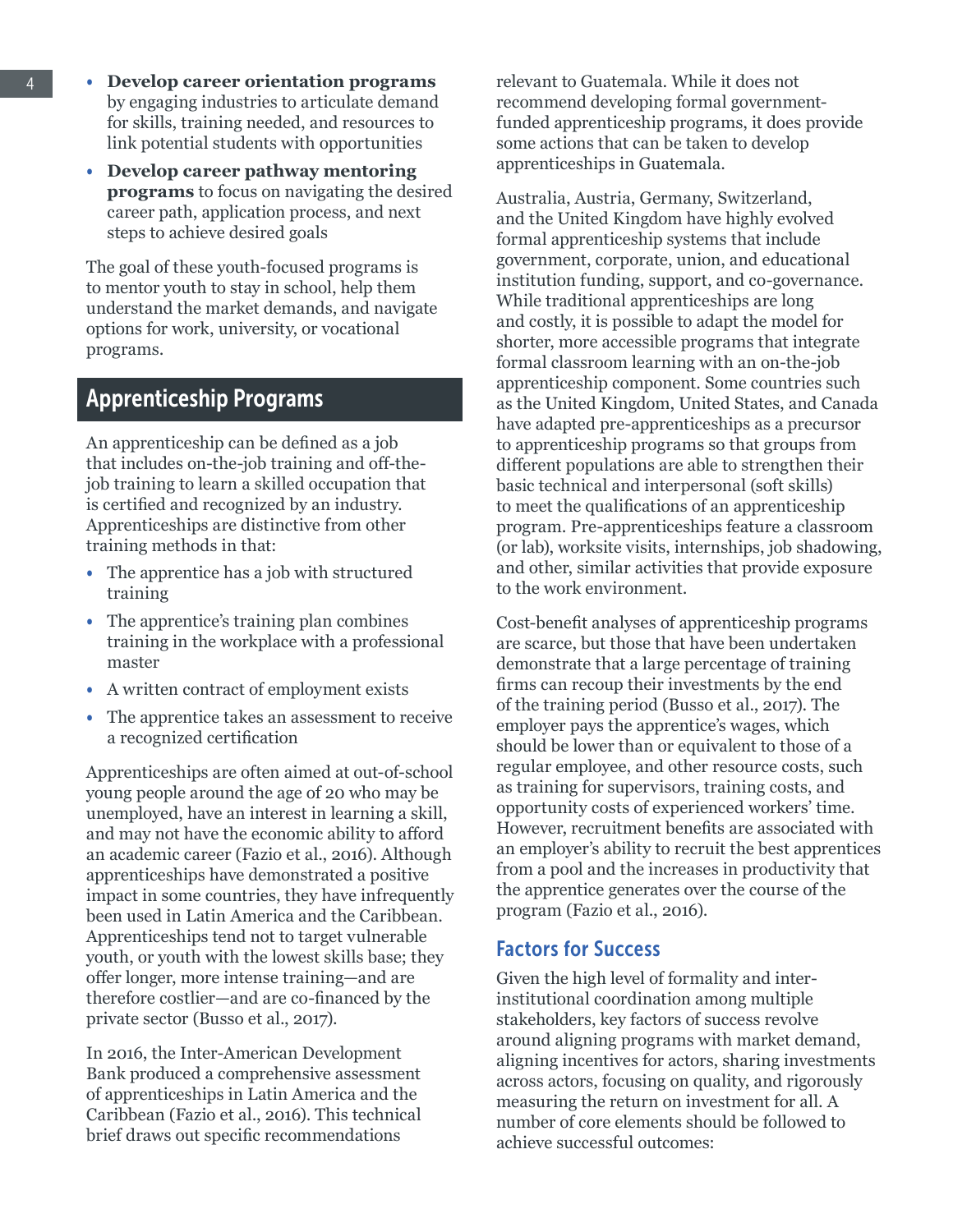- **Develop career orientation programs** by engaging industries to articulate demand for skills, training needed, and resources to link potential students with opportunities
- **Develop career pathway mentoring programs** to focus on navigating the desired career path, application process, and next steps to achieve desired goals

The goal of these youth-focused programs is to mentor youth to stay in school, help them understand the market demands, and navigate options for work, university, or vocational programs.

## Apprenticeship Programs

An apprenticeship can be defined as a job that includes on-the-job training and off-the-job training to learn a skilled occupation that is certified and recognized by an industry. Apprenticeships are distinctive from other training methods in that:

- The apprentice has a job with structured training
- The apprentice's training plan combines training in the workplace with a professional master
- A written contract of employment exists
- The apprentice takes an assessment to receive a recognized certification

Apprenticeships are often aimed at out-of-school young people around the age of 20 who may be unemployed, have an interest in learning a skill, and may not have the economic ability to afford an academic career (Fazio et al., 2016). Although apprenticeships have demonstrated a positive impact in some countries, they have infrequently been used in Latin America and the Caribbean. Apprenticeships tend not to target vulnerable youth, or youth with the lowest skills base; they offer longer, more intense training—and are therefore costlier—and are co-financed by the private sector (Busso et al., 2017).

In 2016, the Inter-American Development Bank produced a comprehensive assessment of apprenticeships in Latin America and the Caribbean (Fazio et al., 2016). This technical brief draws out specific recommendations relevant to Guatemala. While it does not recommend developing formal government-funded apprenticeship programs, it does provide some actions that can be taken to develop apprenticeships in Guatemala.

Australia, Austria, Germany, Switzerland, and the United Kingdom have highly evolved formal apprenticeship systems that include government, corporate, union, and educational institution funding, support, and co-governance. While traditional apprenticeships are long and costly, it is possible to adapt the model for shorter, more accessible programs that integrate formal classroom learning with an on-the-job apprenticeship component. Some countries such as the United Kingdom, United States, and Canada have adapted pre-apprenticeships as a precursor to apprenticeship programs so that groups from different populations are able to strengthen their basic technical and interpersonal (soft skills) to meet the qualifications of an apprenticeship program. Pre-apprenticeships feature a classroom (or lab), worksite visits, internships, job shadowing, and other, similar activities that provide exposure to the work environment.

Cost-benefit analyses of apprenticeship programs are scarce, but those that have been undertaken demonstrate that a large percentage of training firms can recoup their investments by the end of the training period (Busso et al., 2017). The employer pays the apprentice's wages, which should be lower than or equivalent to those of a regular employee, and other resource costs, such as training for supervisors, training costs, and opportunity costs of experienced workers' time. However, recruitment benefits are associated with an employer's ability to recruit the best apprentices from a pool and the increases in productivity that the apprentice generates over the course of the program (Fazio et al., 2016).

### Factors for Success

Given the high level of formality and inter-institutional coordination among multiple stakeholders, key factors of success revolve around aligning programs with market demand, aligning incentives for actors, sharing investments across actors, focusing on quality, and rigorously measuring the return on investment for all. A number of core elements should be followed to achieve successful outcomes: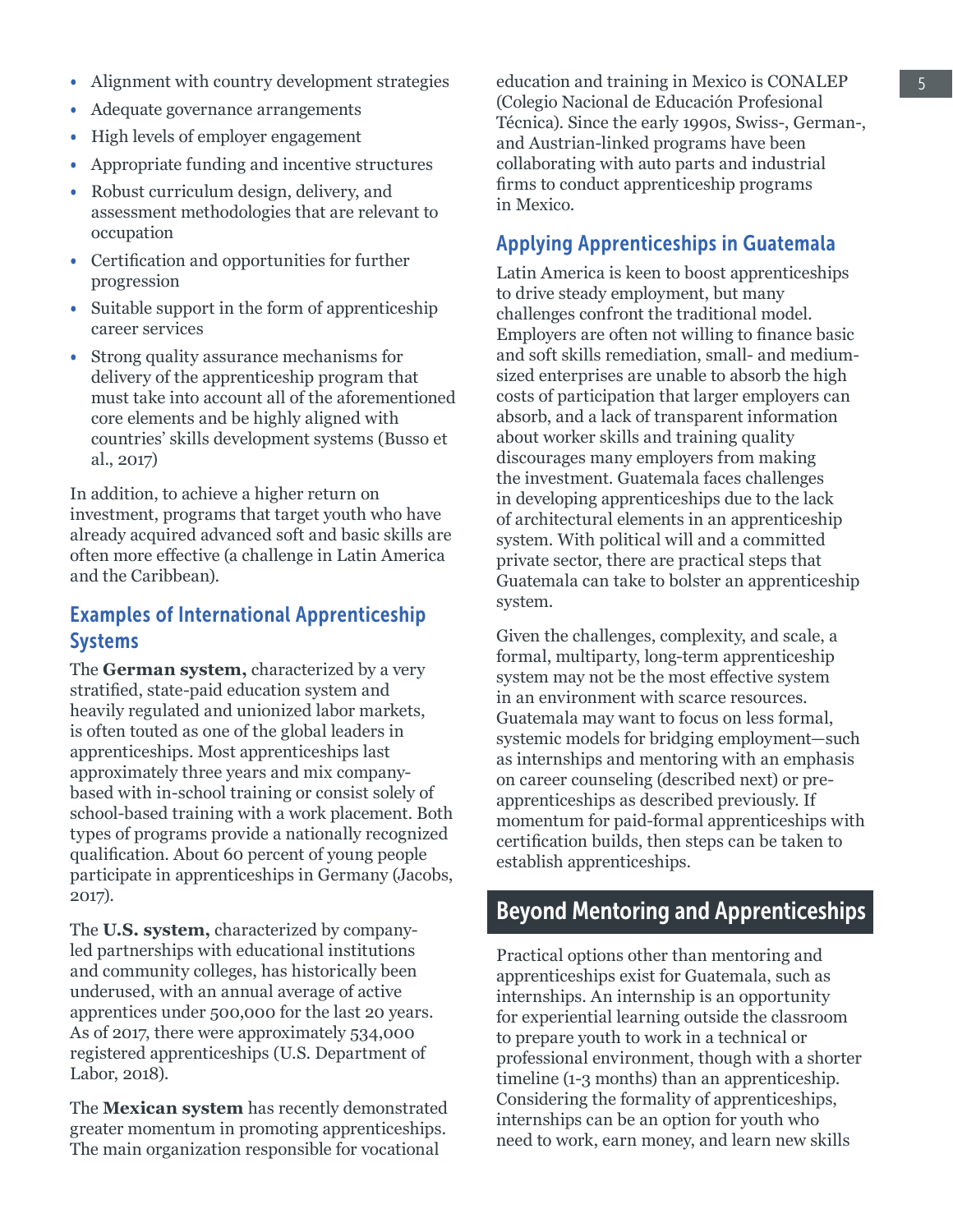- Alignment with country development strategies
- Adequate governance arrangements
- High levels of employer engagement
- Appropriate funding and incentive structures
- Robust curriculum design, delivery, and assessment methodologies that are relevant to occupation
- Certification and opportunities for further progression
- Suitable support in the form of apprenticeship career services
- Strong quality assurance mechanisms for delivery of the apprenticeship program that must take into account all of the aforementioned core elements and be highly aligned with countries' skills development systems (Busso et al., 2017)

In addition, to achieve a higher return on investment, programs that target youth who have already acquired advanced soft and basic skills are often more effective (a challenge in Latin America and the Caribbean).

### Examples of International Apprenticeship Systems

The **German system,** characterized by a very stratified, state-paid education system and heavily regulated and unionized labor markets, is often touted as one of the global leaders in apprenticeships. Most apprenticeships last approximately three years and mix company-based with in-school training or consist solely of school-based training with a work placement. Both types of programs provide a nationally recognized qualification. About 60 percent of young people participate in apprenticeships in Germany (Jacobs, 2017).

The **U.S. system,** characterized by company-led partnerships with educational institutions and community colleges, has historically been underused, with an annual average of active apprentices under 500,000 for the last 20 years. As of 2017, there were approximately 534,000 registered apprenticeships (U.S. Department of Labor, 2018).

The **Mexican system** has recently demonstrated greater momentum in promoting apprenticeships. The main organization responsible for vocational education and training in Mexico is CONALEP (Colegio Nacional de Educación Profesional Técnica). Since the early 1990s, Swiss-, German-, and Austrian-linked programs have been collaborating with auto parts and industrial firms to conduct apprenticeship programs in Mexico.

### Applying Apprenticeships in Guatemala

Latin America is keen to boost apprenticeships to drive steady employment, but many challenges confront the traditional model. Employers are often not willing to finance basic and soft skills remediation, small- and medium-sized enterprises are unable to absorb the high costs of participation that larger employers can absorb, and a lack of transparent information about worker skills and training quality discourages many employers from making the investment. Guatemala faces challenges in developing apprenticeships due to the lack of architectural elements in an apprenticeship system. With political will and a committed private sector, there are practical steps that Guatemala can take to bolster an apprenticeship system.

Given the challenges, complexity, and scale, a formal, multiparty, long-term apprenticeship system may not be the most effective system in an environment with scarce resources. Guatemala may want to focus on less formal, systemic models for bridging employment—such as internships and mentoring with an emphasis on career counseling (described next) or pre-apprenticeships as described previously. If momentum for paid-formal apprenticeships with certification builds, then steps can be taken to establish apprenticeships.

## Beyond Mentoring and Apprenticeships

Practical options other than mentoring and apprenticeships exist for Guatemala, such as internships. An internship is an opportunity for experiential learning outside the classroom to prepare youth to work in a technical or professional environment, though with a shorter timeline (1-3 months) than an apprenticeship. Considering the formality of apprenticeships, internships can be an option for youth who need to work, earn money, and learn new skills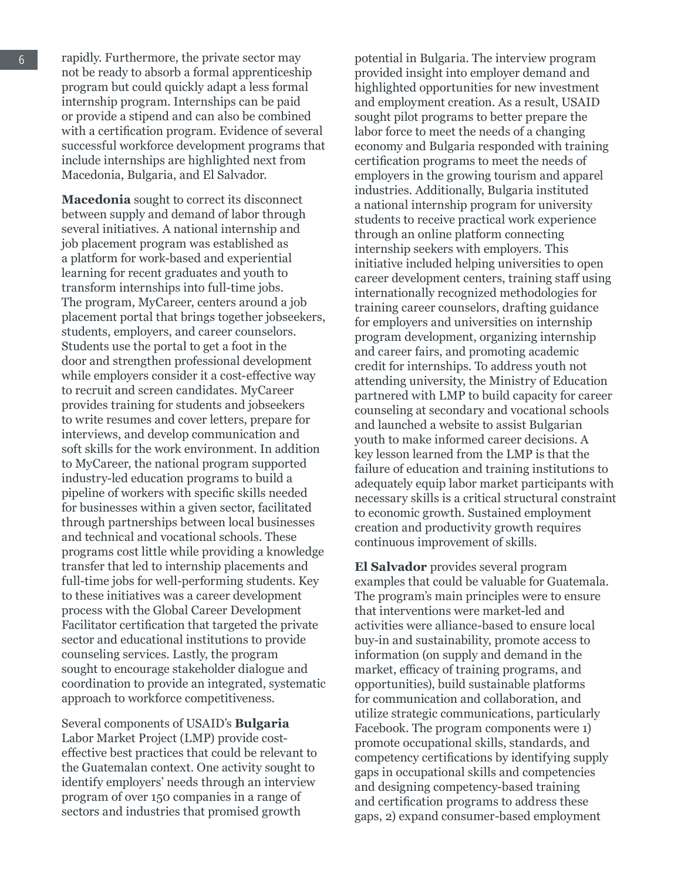rapidly. Furthermore, the private sector may not be ready to absorb a formal apprenticeship program but could quickly adapt a less formal internship program. Internships can be paid or provide a stipend and can also be combined with a certification program. Evidence of several successful workforce development programs that include internships are highlighted next from Macedonia, Bulgaria, and El Salvador.

**Macedonia** sought to correct its disconnect between supply and demand of labor through several initiatives. A national internship and job placement program was established as a platform for work-based and experiential learning for recent graduates and youth to transform internships into full-time jobs. The program, MyCareer, centers around a job placement portal that brings together jobseekers, students, employers, and career counselors. Students use the portal to get a foot in the door and strengthen professional development while employers consider it a cost-effective way to recruit and screen candidates. MyCareer provides training for students and jobseekers to write resumes and cover letters, prepare for interviews, and develop communication and soft skills for the work environment. In addition to MyCareer, the national program supported industry-led education programs to build a pipeline of workers with specific skills needed for businesses within a given sector, facilitated through partnerships between local businesses and technical and vocational schools. These programs cost little while providing a knowledge transfer that led to internship placements and full-time jobs for well-performing students. Key to these initiatives was a career development process with the Global Career Development Facilitator certification that targeted the private sector and educational institutions to provide counseling services. Lastly, the program sought to encourage stakeholder dialogue and coordination to provide an integrated, systematic approach to workforce competitiveness.

Several components of USAID's **Bulgaria** Labor Market Project (LMP) provide cost-effective best practices that could be relevant to the Guatemalan context. One activity sought to identify employers' needs through an interview program of over 150 companies in a range of sectors and industries that promised growth potential in Bulgaria. The interview program provided insight into employer demand and highlighted opportunities for new investment and employment creation. As a result, USAID sought pilot programs to better prepare the labor force to meet the needs of a changing economy and Bulgaria responded with training certification programs to meet the needs of employers in the growing tourism and apparel industries. Additionally, Bulgaria instituted a national internship program for university students to receive practical work experience through an online platform connecting internship seekers with employers. This initiative included helping universities to open career development centers, training staff using internationally recognized methodologies for training career counselors, drafting guidance for employers and universities on internship program development, organizing internship and career fairs, and promoting academic credit for internships. To address youth not attending university, the Ministry of Education partnered with LMP to build capacity for career counseling at secondary and vocational schools and launched a website to assist Bulgarian youth to make informed career decisions. A key lesson learned from the LMP is that the failure of education and training institutions to adequately equip labor market participants with necessary skills is a critical structural constraint to economic growth. Sustained employment creation and productivity growth requires continuous improvement of skills.

**El Salvador** provides several program examples that could be valuable for Guatemala. The program's main principles were to ensure that interventions were market-led and activities were alliance-based to ensure local buy-in and sustainability, promote access to information (on supply and demand in the market, efficacy of training programs, and opportunities), build sustainable platforms for communication and collaboration, and utilize strategic communications, particularly Facebook. The program components were 1) promote occupational skills, standards, and competency certifications by identifying supply gaps in occupational skills and competencies and designing competency-based training and certification programs to address these gaps, 2) expand consumer-based employment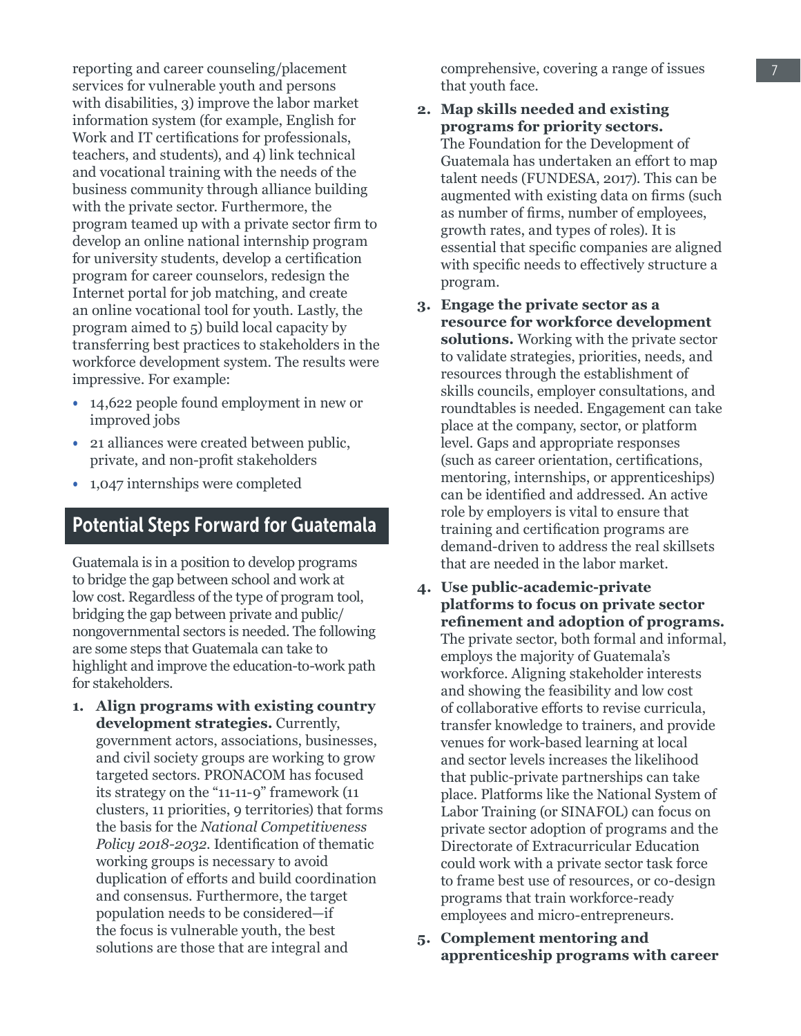reporting and career counseling/placement services for vulnerable youth and persons with disabilities, 3) improve the labor market information system (for example, English for Work and IT certifications for professionals, teachers, and students), and 4) link technical and vocational training with the needs of the business community through alliance building with the private sector. Furthermore, the program teamed up with a private sector firm to develop an online national internship program for university students, develop a certification program for career counselors, redesign the Internet portal for job matching, and create an online vocational tool for youth. Lastly, the program aimed to 5) build local capacity by transferring best practices to stakeholders in the workforce development system. The results were impressive. For example:

- 14,622 people found employment in new or improved jobs
- 21 alliances were created between public, private, and non-profit stakeholders
- 1,047 internships were completed

## Potential Steps Forward for Guatemala

Guatemala is in a position to develop programs to bridge the gap between school and work at low cost. Regardless of the type of program tool, bridging the gap between private and public/nongovernmental sectors is needed. The following are some steps that Guatemala can take to highlight and improve the education-to-work path for stakeholders.

1. **Align programs with existing country development strategies.** Currently, government actors, associations, businesses, and civil society groups are working to grow targeted sectors. PRONACOM has focused its strategy on the "11-11-9" framework (11 clusters, 11 priorities, 9 territories) that forms the basis for the *National Competitiveness Policy 2018-2032*. Identification of thematic working groups is necessary to avoid duplication of efforts and build coordination and consensus. Furthermore, the target population needs to be considered—if the focus is vulnerable youth, the best solutions are those that are integral and comprehensive, covering a range of issues that youth face.
2. **Map skills needed and existing programs for priority sectors.** The Foundation for the Development of Guatemala has undertaken an effort to map talent needs (FUNDESA, 2017). This can be augmented with existing data on firms (such as number of firms, number of employees, growth rates, and types of roles). It is essential that specific companies are aligned with specific needs to effectively structure a program.
3. **Engage the private sector as a resource for workforce development solutions.** Working with the private sector to validate strategies, priorities, needs, and resources through the establishment of skills councils, employer consultations, and roundtables is needed. Engagement can take place at the company, sector, or platform level. Gaps and appropriate responses (such as career orientation, certifications, mentoring, internships, or apprenticeships) can be identified and addressed. An active role by employers is vital to ensure that training and certification programs are demand-driven to address the real skillsets that are needed in the labor market.
4. **Use public-academic-private platforms to focus on private sector refinement and adoption of programs.** The private sector, both formal and informal, employs the majority of Guatemala's workforce. Aligning stakeholder interests and showing the feasibility and low cost of collaborative efforts to revise curricula, transfer knowledge to trainers, and provide venues for work-based learning at local and sector levels increases the likelihood that public-private partnerships can take place. Platforms like the National System of Labor Training (or SINAFOL) can focus on private sector adoption of programs and the Directorate of Extracurricular Education could work with a private sector task force to frame best use of resources, or co-design programs that train workforce-ready employees and micro-entrepreneurs.
5. **Complement mentoring and apprenticeship programs with career**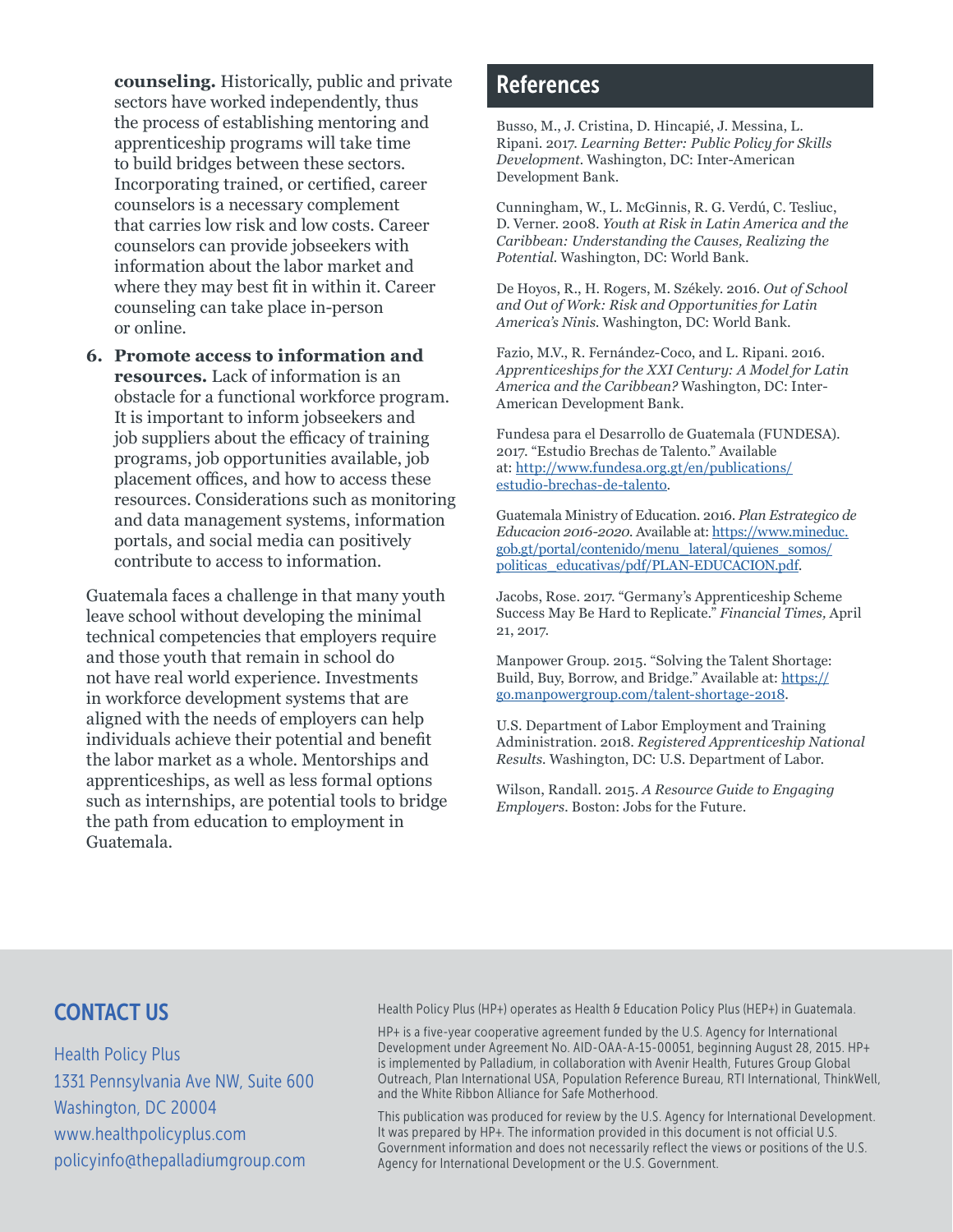**counseling.** Historically, public and private sectors have worked independently, thus the process of establishing mentoring and apprenticeship programs will take time to build bridges between these sectors. Incorporating trained, or certified, career counselors is a necessary complement that carries low risk and low costs. Career counselors can provide jobseekers with information about the labor market and where they may best fit in within it. Career counseling can take place in-person or online.

6. **Promote access to information and resources.** Lack of information is an obstacle for a functional workforce program. It is important to inform jobseekers and job suppliers about the efficacy of training programs, job opportunities available, job placement offices, and how to access these resources. Considerations such as monitoring and data management systems, information portals, and social media can positively contribute to access to information.

Guatemala faces a challenge in that many youth leave school without developing the minimal technical competencies that employers require and those youth that remain in school do not have real world experience. Investments in workforce development systems that are aligned with the needs of employers can help individuals achieve their potential and benefit the labor market as a whole. Mentorships and apprenticeships, as well as less formal options such as internships, are potential tools to bridge the path from education to employment in Guatemala.

## References

Busso, M., J. Cristina, D. Hincapié, J. Messina, L. Ripani. 2017. *Learning Better: Public Policy for Skills Development*. Washington, DC: Inter-American Development Bank.

Cunningham, W., L. McGinnis, R. G. Verdú, C. Tesliuc, D. Verner. 2008. *Youth at Risk in Latin America and the Caribbean: Understanding the Causes, Realizing the Potential*. Washington, DC: World Bank.

De Hoyos, R., H. Rogers, M. Székely. 2016. *Out of School and Out of Work: Risk and Opportunities for Latin America's Ninis*. Washington, DC: World Bank.

Fazio, M.V., R. Fernández-Coco, and L. Ripani. 2016. *Apprenticeships for the XXI Century: A Model for Latin America and the Caribbean?* Washington, DC: Inter-American Development Bank.

Fundesa para el Desarrollo de Guatemala (FUNDESA). 2017. "Estudio Brechas de Talento." Available at: http://www.fundesa.org.gt/en/publications/estudio-brechas-de-talento.

Guatemala Ministry of Education. 2016. *Plan Estrategico de Educacion 2016-2020*. Available at: https://www.mineduc.gob.gt/portal/contenido/menu_lateral/quienes_somos/politicas_educativas/pdf/PLAN-EDUCACION.pdf.

Jacobs, Rose. 2017. "Germany's Apprenticeship Scheme Success May Be Hard to Replicate." *Financial Times*, April 21, 2017.

Manpower Group. 2015. "Solving the Talent Shortage: Build, Buy, Borrow, and Bridge." Available at: https://go.manpowergroup.com/talent-shortage-2018.

U.S. Department of Labor Employment and Training Administration. 2018. *Registered Apprenticeship National Results*. Washington, DC: U.S. Department of Labor.

Wilson, Randall. 2015. *A Resource Guide to Engaging Employers*. Boston: Jobs for the Future.

## CONTACT US

Health Policy Plus
1331 Pennsylvania Ave NW, Suite 600
Washington, DC 20004
www.healthpolicyplus.com
policyinfo@thepalladiumgroup.com

Health Policy Plus (HP+) operates as Health & Education Policy Plus (HEP+) in Guatemala.

HP+ is a five-year cooperative agreement funded by the U.S. Agency for International Development under Agreement No. AID-OAA-A-15-00051, beginning August 28, 2015. HP+ is implemented by Palladium, in collaboration with Avenir Health, Futures Group Global Outreach, Plan International USA, Population Reference Bureau, RTI International, ThinkWell, and the White Ribbon Alliance for Safe Motherhood.

This publication was produced for review by the U.S. Agency for International Development. It was prepared by HP+. The information provided in this document is not official U.S. Government information and does not necessarily reflect the views or positions of the U.S. Agency for International Development or the U.S. Government.